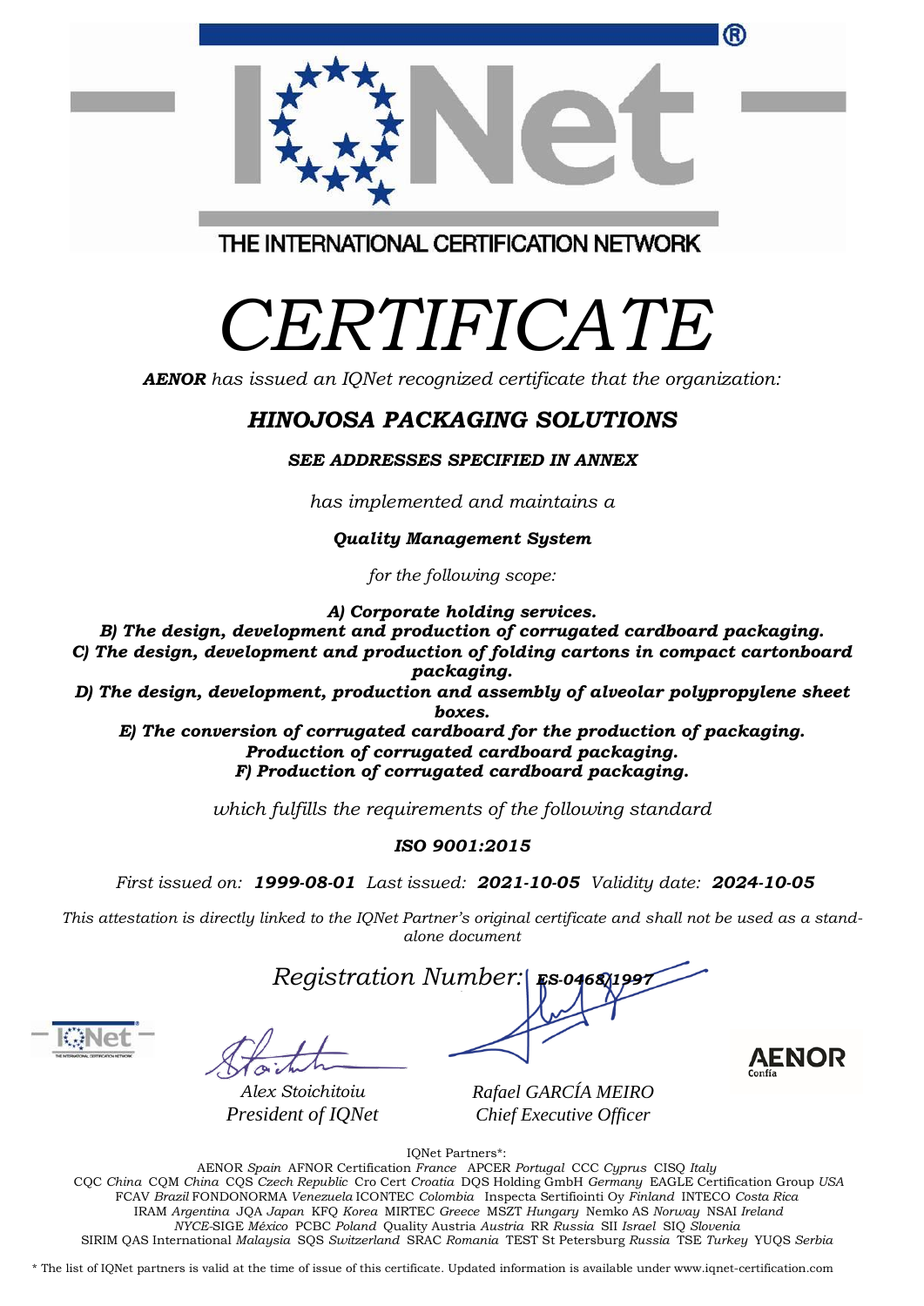THE INTERNATIONAL CERTIFICATION NETWORK

# CERTIFICATE

***AENOR*** *has issued an IQNet recognized certificate that the organization:*

## *HINOJOSA PACKAGING SOLUTIONS*

***SEE ADDRESSES SPECIFIED IN ANNEX***

*has implemented and maintains a*

***Quality Management System***

*for the following scope:*

***A) Corporate holding services.***
***B) The design, development and production of corrugated cardboard packaging.***
***C) The design, development and production of folding cartons in compact cartonboard packaging.***
***D) The design, development, production and assembly of alveolar polypropylene sheet boxes.***
***E) The conversion of corrugated cardboard for the production of packaging. Production of corrugated cardboard packaging.***
***F) Production of corrugated cardboard packaging.***

*which fulfills the requirements of the following standard*

***ISO 9001:2015***

*First issued on:* ***1999-08-01*** *Last issued:* ***2021-10-05*** *Validity date:* ***2024-10-05***

*This attestation is directly linked to the IQNet Partner's original certificate and shall not be used as a stand-alone document*

*Registration Number:* ***ES-0468/1997***

*Alex Stoichitoiu*
*President of IQNet*

*Rafael GARCÍA MEIRO*
*Chief Executive Officer*

IQNet Partners*:

AENOR *Spain* AFNOR Certification *France* APCER *Portugal* CCC *Cyprus* CISQ *Italy* CQC *China* CQM *China* CQS *Czech Republic* Cro Cert *Croatia* DQS Holding GmbH *Germany* EAGLE Certification Group *USA* FCAV *Brazil* FONDONORMA *Venezuela* ICONTEC *Colombia* Inspecta Sertifiointi Oy *Finland* INTECO *Costa Rica* IRAM *Argentina* JQA *Japan* KFQ *Korea* MIRTEC *Greece* MSZT *Hungary* Nemko AS *Norway* NSAI *Ireland* *NYCE*-SIGE *México* PCBC *Poland* Quality Austria *Austria* RR *Russia* SII *Israel* SIQ *Slovenia* SIRIM QAS International *Malaysia* SQS *Switzerland* SRAC *Romania* TEST St Petersburg *Russia* TSE *Turkey* YUQS *Serbia*

\* The list of IQNet partners is valid at the time of issue of this certificate. Updated information is available under www.iqnet-certification.com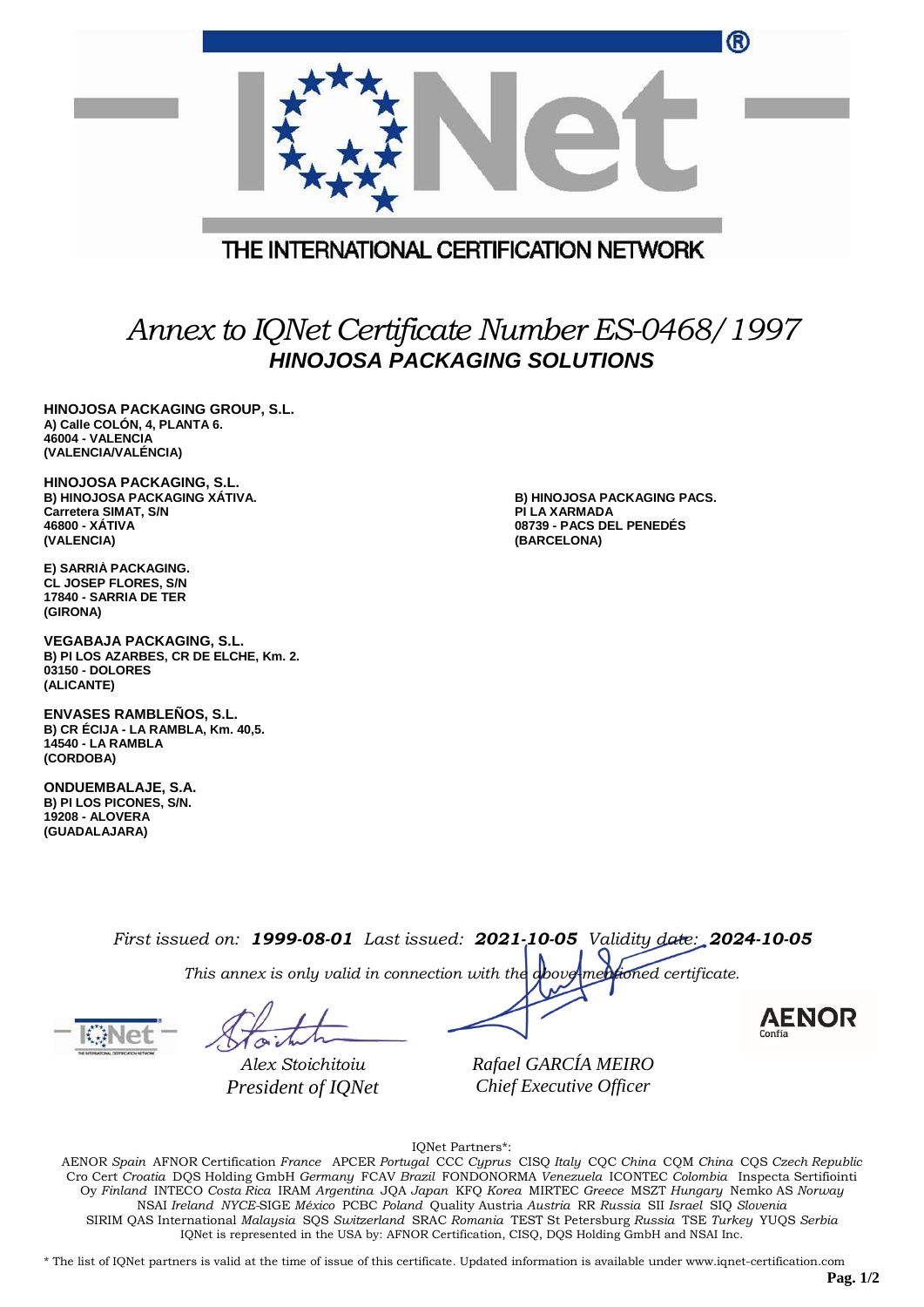THE INTERNATIONAL CERTIFICATION NETWORK

# *Annex to IQNet Certificate Number ES-0468/1997*

## ***HINOJOSA PACKAGING SOLUTIONS***

**HINOJOSA PACKAGING GROUP, S.L.**
**A) Calle COLÓN, 4, PLANTA 6.**
**46004 - VALENCIA**
**(VALENCIA/VALÈNCIA)**

**HINOJOSA PACKAGING, S.L.**
**B) HINOJOSA PACKAGING XÁTIVA.**
**Carretera SIMAT, S/N**
**46800 - XÀTIVA**
**(VALENCIA)**

**B) HINOJOSA PACKAGING PACS.**
**PI LA XARMADA**
**08739 - PACS DEL PENEDÈS**
**(BARCELONA)**

**E) SARRIÀ PACKAGING.**
**CL JOSEP FLORES, S/N**
**17840 - SARRIA DE TER**
**(GIRONA)**

**VEGABAJA PACKAGING, S.L.**
**B) PI LOS AZARBES, CR DE ELCHE, Km. 2.**
**03150 - DOLORES**
**(ALICANTE)**

**ENVASES RAMBLEÑOS, S.L.**
**B) CR ÉCIJA - LA RAMBLA, Km. 40,5.**
**14540 - LA RAMBLA**
**(CORDOBA)**

**ONDUEMBALAJE, S.A.**
**B) PI LOS PICONES, S/N.**
**19208 - ALOVERA**
**(GUADALAJARA)**

*First issued on:* ***1999-08-01*** *Last issued:* ***2021-10-05*** *Validity date:* ***2024-10-05***

*This annex is only valid in connection with the above-mentioned certificate.*

*Alex Stoichitoiu*
*President of IQNet*

*Rafael GARCÍA MEIRO*
*Chief Executive Officer*

AENOR Confía

IQNet Partners*:

AENOR *Spain* AFNOR Certification *France* APCER *Portugal* CCC *Cyprus* CISQ *Italy* CQC *China* CQM *China* CQS *Czech Republic* Cro Cert *Croatia* DQS Holding GmbH *Germany* FCAV *Brazil* FONDONORMA *Venezuela* ICONTEC *Colombia* Inspecta Sertifiointi Oy *Finland* INTECO *Costa Rica* IRAM *Argentina* JQA *Japan* KFQ *Korea* MIRTEC *Greece* MSZT *Hungary* Nemko AS *Norway* NSAI *Ireland* *NYCE*-SIGE *México* PCBC *Poland* Quality Austria *Austria* RR *Russia* SII *Israel* SIQ *Slovenia* SIRIM QAS International *Malaysia* SQS *Switzerland* SRAC *Romania* TEST St Petersburg *Russia* TSE *Turkey* YUQS *Serbia*
IQNet is represented in the USA by: AFNOR Certification, CISQ, DQS Holding GmbH and NSAI Inc.

\* The list of IQNet partners is valid at the time of issue of this certificate. Updated information is available under www.iqnet-certification.com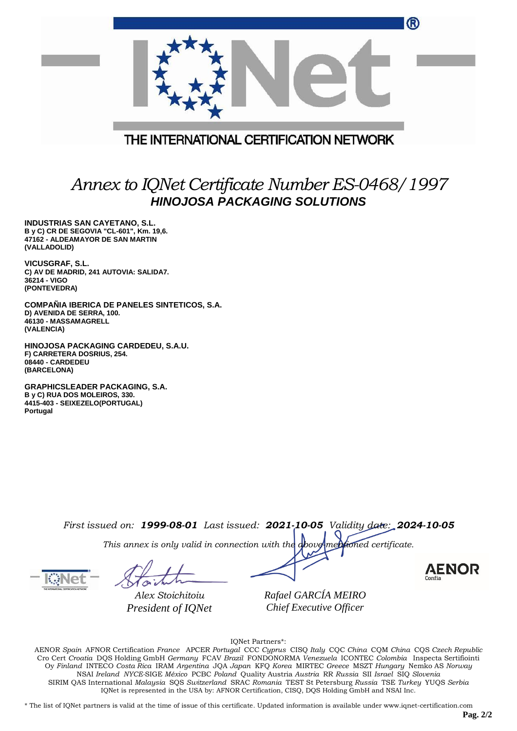THE INTERNATIONAL CERTIFICATION NETWORK

# *Annex to IQNet Certificate Number ES-0468/1997*

## ***HINOJOSA PACKAGING SOLUTIONS***

**INDUSTRIAS SAN CAYETANO, S.L.**
**B y C) CR DE SEGOVIA "CL-601", Km. 19,6.**
**47162 - ALDEAMAYOR DE SAN MARTIN**
**(VALLADOLID)**

**VICUSGRAF, S.L.**
**C) AV DE MADRID, 241 AUTOVIA: SALIDA7.**
**36214 - VIGO**
**(PONTEVEDRA)**

**COMPAÑIA IBERICA DE PANELES SINTETICOS, S.A.**
**D) AVENIDA DE SERRA, 100.**
**46130 - MASSAMAGRELL**
**(VALENCIA)**

**HINOJOSA PACKAGING CARDEDEU, S.A.U.**
**F) CARRETERA DOSRIUS, 254.**
**08440 - CARDEDEU**
**(BARCELONA)**

**GRAPHICSLEADER PACKAGING, S.A.**
**B y C) RUA DOS MOLEIROS, 330.**
**4415-403 - SEIXEZELO(PORTUGAL)**
**Portugal**

*First issued on:* ***1999-08-01*** *Last issued:* ***2021-10-05*** *Validity date:* ***2024-10-05***

*This annex is only valid in connection with the above-mentioned certificate.*

*Alex Stoichitoiu*
*President of IQNet*

*Rafael GARCÍA MEIRO*
*Chief Executive Officer*

AENOR Confía

IQNet Partners*:

AENOR *Spain* AFNOR Certification *France* APCER *Portugal* CCC *Cyprus* CISQ *Italy* CQC *China* CQM *China* CQS *Czech Republic* Cro Cert *Croatia* DQS Holding GmbH *Germany* FCAV *Brazil* FONDONORMA *Venezuela* ICONTEC *Colombia* Inspecta Sertifiointi Oy *Finland* INTECO *Costa Rica* IRAM *Argentina* JQA *Japan* KFQ *Korea* MIRTEC *Greece* MSZT *Hungary* Nemko AS *Norway* NSAI *Ireland* *NYCE*-SIGE *México* PCBC *Poland* Quality Austria *Austria* RR *Russia* SII *Israel* SIQ *Slovenia* SIRIM QAS International *Malaysia* SQS *Switzerland* SRAC *Romania* TEST St Petersburg *Russia* TSE *Turkey* YUQS *Serbia*
IQNet is represented in the USA by: AFNOR Certification, CISQ, DQS Holding GmbH and NSAI Inc.

* The list of IQNet partners is valid at the time of issue of this certificate. Updated information is available under www.iqnet-certification.com